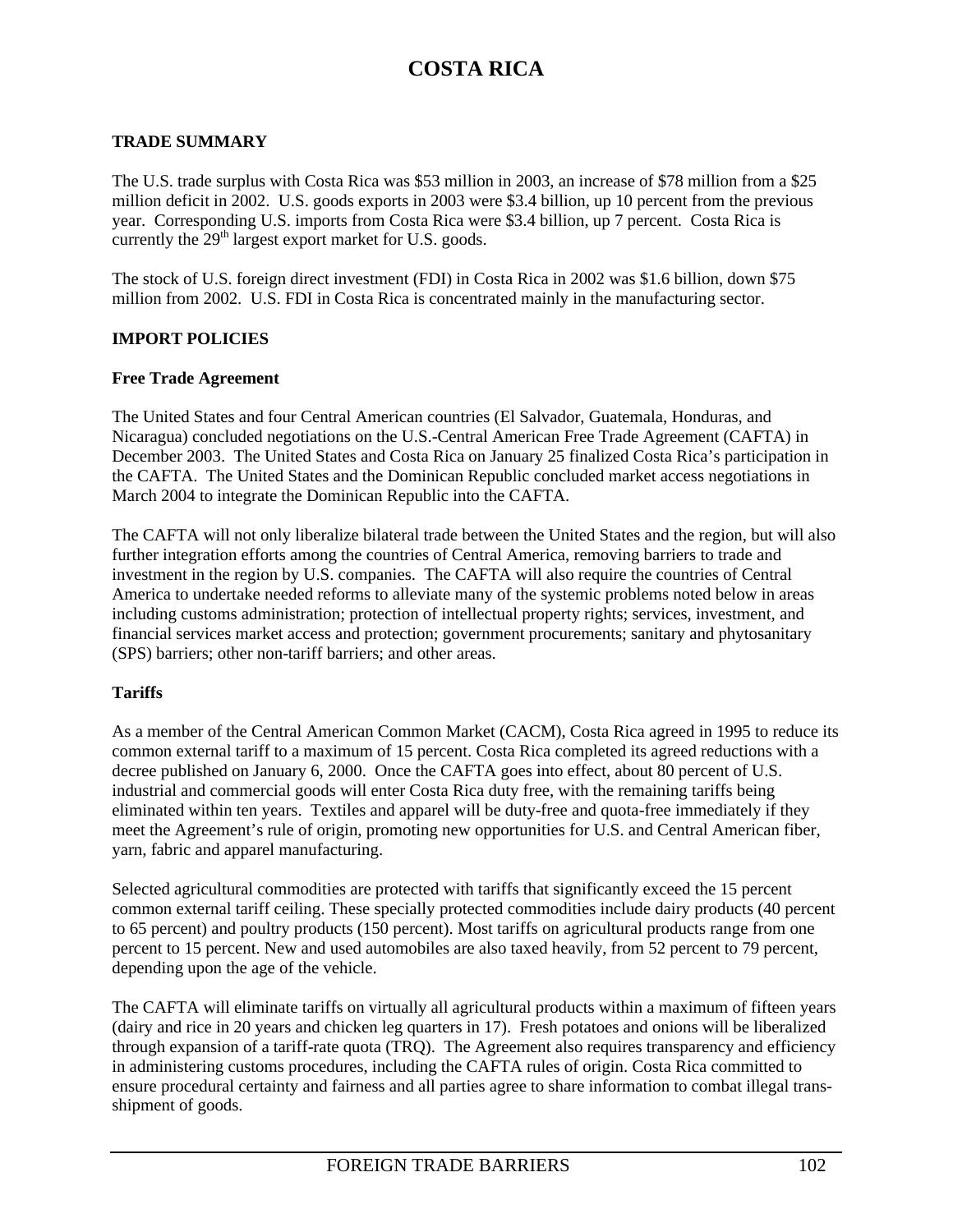# COSTA RICA

## TRADE SUMMARY

The U.S. trade surplus with Costa Rica was $53 million in 2003, an increase of $78 million from a $25 million deficit in 2002. U.S. goods exports in 2003 were $3.4 billion, up 10 percent from the previous year. Corresponding U.S. imports from Costa Rica were $3.4 billion, up 7 percent. Costa Rica is currently the 29th largest export market for U.S. goods.

The stock of U.S. foreign direct investment (FDI) in Costa Rica in 2002 was $1.6 billion, down $75 million from 2002. U.S. FDI in Costa Rica is concentrated mainly in the manufacturing sector.

## IMPORT POLICIES

### Free Trade Agreement

The United States and four Central American countries (El Salvador, Guatemala, Honduras, and Nicaragua) concluded negotiations on the U.S.-Central American Free Trade Agreement (CAFTA) in December 2003. The United States and Costa Rica on January 25 finalized Costa Rica's participation in the CAFTA. The United States and the Dominican Republic concluded market access negotiations in March 2004 to integrate the Dominican Republic into the CAFTA.

The CAFTA will not only liberalize bilateral trade between the United States and the region, but will also further integration efforts among the countries of Central America, removing barriers to trade and investment in the region by U.S. companies. The CAFTA will also require the countries of Central America to undertake needed reforms to alleviate many of the systemic problems noted below in areas including customs administration; protection of intellectual property rights; services, investment, and financial services market access and protection; government procurements; sanitary and phytosanitary (SPS) barriers; other non-tariff barriers; and other areas.

### Tariffs

As a member of the Central American Common Market (CACM), Costa Rica agreed in 1995 to reduce its common external tariff to a maximum of 15 percent. Costa Rica completed its agreed reductions with a decree published on January 6, 2000. Once the CAFTA goes into effect, about 80 percent of U.S. industrial and commercial goods will enter Costa Rica duty free, with the remaining tariffs being eliminated within ten years. Textiles and apparel will be duty-free and quota-free immediately if they meet the Agreement's rule of origin, promoting new opportunities for U.S. and Central American fiber, yarn, fabric and apparel manufacturing.

Selected agricultural commodities are protected with tariffs that significantly exceed the 15 percent common external tariff ceiling. These specially protected commodities include dairy products (40 percent to 65 percent) and poultry products (150 percent). Most tariffs on agricultural products range from one percent to 15 percent. New and used automobiles are also taxed heavily, from 52 percent to 79 percent, depending upon the age of the vehicle.

The CAFTA will eliminate tariffs on virtually all agricultural products within a maximum of fifteen years (dairy and rice in 20 years and chicken leg quarters in 17). Fresh potatoes and onions will be liberalized through expansion of a tariff-rate quota (TRQ). The Agreement also requires transparency and efficiency in administering customs procedures, including the CAFTA rules of origin. Costa Rica committed to ensure procedural certainty and fairness and all parties agree to share information to combat illegal trans-shipment of goods.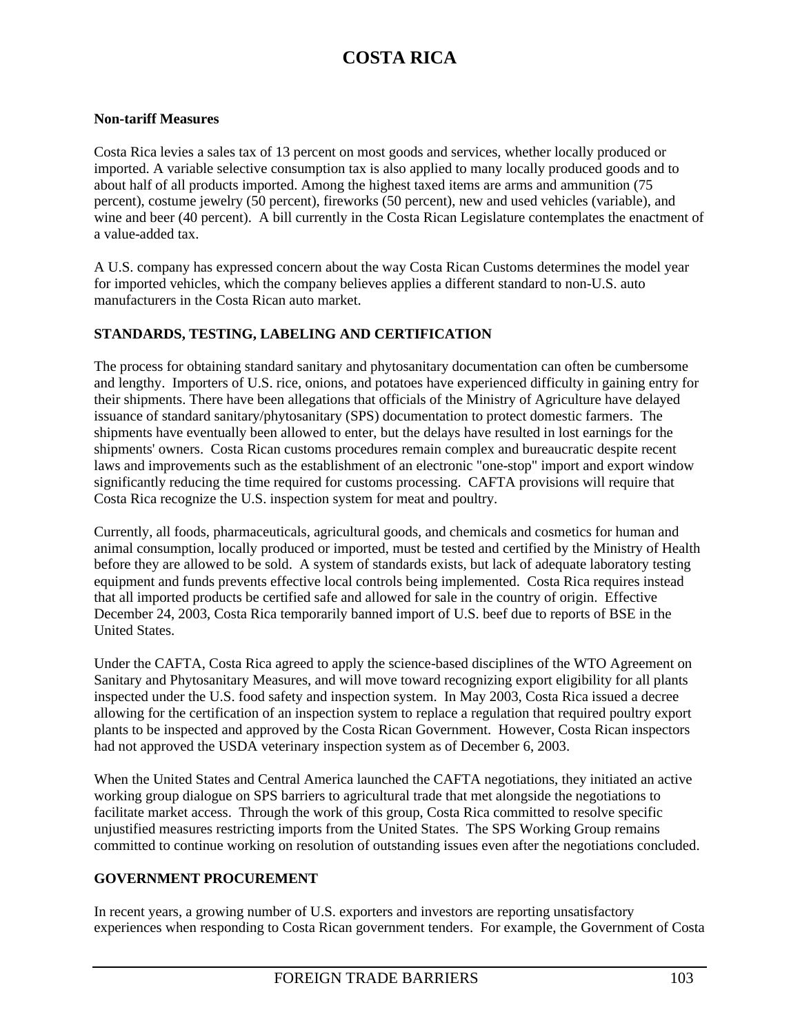**Non-tariff Measures**

Costa Rica levies a sales tax of 13 percent on most goods and services, whether locally produced or imported. A variable selective consumption tax is also applied to many locally produced goods and to about half of all products imported. Among the highest taxed items are arms and ammunition (75 percent), costume jewelry (50 percent), fireworks (50 percent), new and used vehicles (variable), and wine and beer (40 percent). A bill currently in the Costa Rican Legislature contemplates the enactment of a value-added tax.

A U.S. company has expressed concern about the way Costa Rican Customs determines the model year for imported vehicles, which the company believes applies a different standard to non-U.S. auto manufacturers in the Costa Rican auto market.

## STANDARDS, TESTING, LABELING AND CERTIFICATION

The process for obtaining standard sanitary and phytosanitary documentation can often be cumbersome and lengthy. Importers of U.S. rice, onions, and potatoes have experienced difficulty in gaining entry for their shipments. There have been allegations that officials of the Ministry of Agriculture have delayed issuance of standard sanitary/phytosanitary (SPS) documentation to protect domestic farmers. The shipments have eventually been allowed to enter, but the delays have resulted in lost earnings for the shipments' owners. Costa Rican customs procedures remain complex and bureaucratic despite recent laws and improvements such as the establishment of an electronic "one-stop" import and export window significantly reducing the time required for customs processing. CAFTA provisions will require that Costa Rica recognize the U.S. inspection system for meat and poultry.

Currently, all foods, pharmaceuticals, agricultural goods, and chemicals and cosmetics for human and animal consumption, locally produced or imported, must be tested and certified by the Ministry of Health before they are allowed to be sold. A system of standards exists, but lack of adequate laboratory testing equipment and funds prevents effective local controls being implemented. Costa Rica requires instead that all imported products be certified safe and allowed for sale in the country of origin. Effective December 24, 2003, Costa Rica temporarily banned import of U.S. beef due to reports of BSE in the United States.

Under the CAFTA, Costa Rica agreed to apply the science-based disciplines of the WTO Agreement on Sanitary and Phytosanitary Measures, and will move toward recognizing export eligibility for all plants inspected under the U.S. food safety and inspection system. In May 2003, Costa Rica issued a decree allowing for the certification of an inspection system to replace a regulation that required poultry export plants to be inspected and approved by the Costa Rican Government. However, Costa Rican inspectors had not approved the USDA veterinary inspection system as of December 6, 2003.

When the United States and Central America launched the CAFTA negotiations, they initiated an active working group dialogue on SPS barriers to agricultural trade that met alongside the negotiations to facilitate market access. Through the work of this group, Costa Rica committed to resolve specific unjustified measures restricting imports from the United States. The SPS Working Group remains committed to continue working on resolution of outstanding issues even after the negotiations concluded.

## GOVERNMENT PROCUREMENT

In recent years, a growing number of U.S. exporters and investors are reporting unsatisfactory experiences when responding to Costa Rican government tenders. For example, the Government of Costa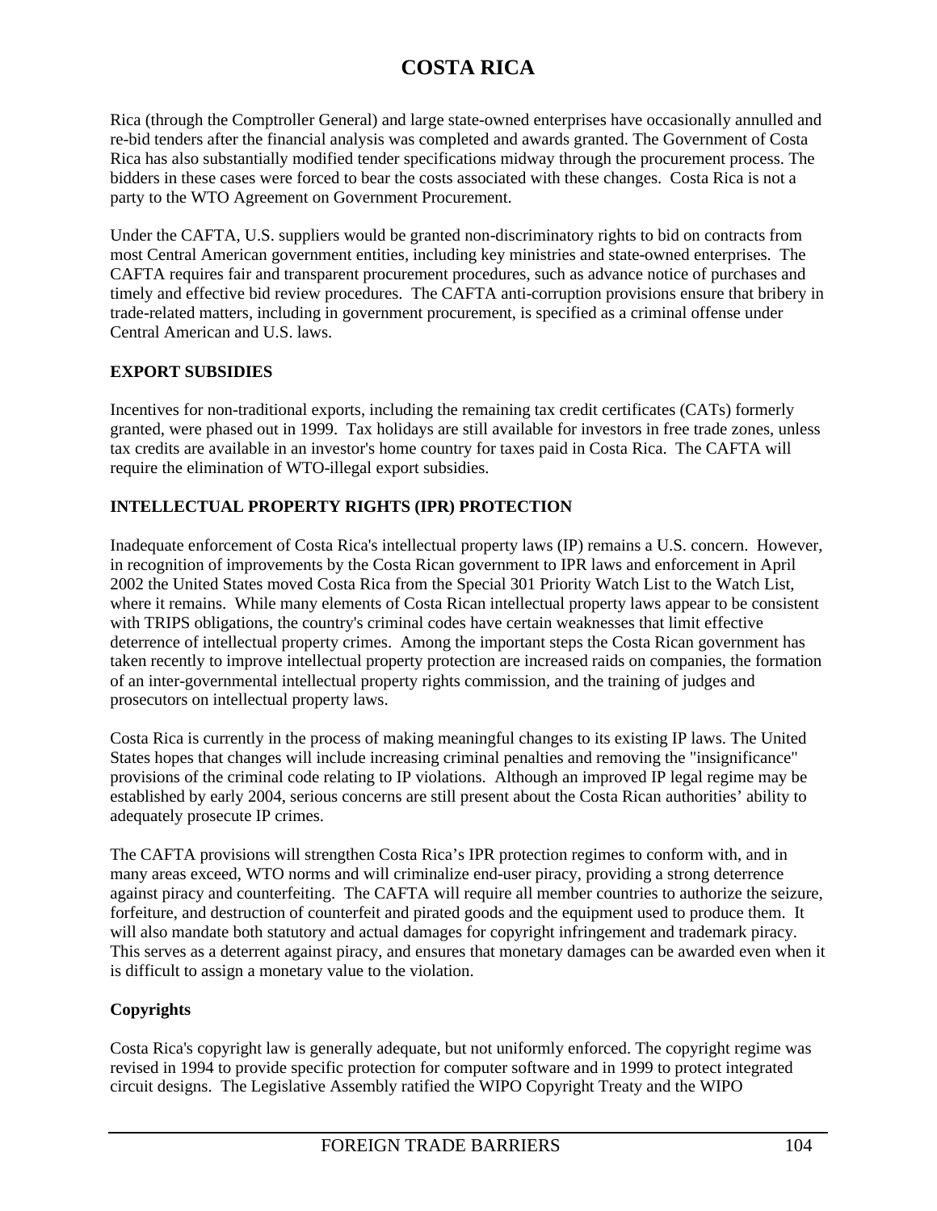Rica (through the Comptroller General) and large state-owned enterprises have occasionally annulled and re-bid tenders after the financial analysis was completed and awards granted. The Government of Costa Rica has also substantially modified tender specifications midway through the procurement process. The bidders in these cases were forced to bear the costs associated with these changes. Costa Rica is not a party to the WTO Agreement on Government Procurement.

Under the CAFTA, U.S. suppliers would be granted non-discriminatory rights to bid on contracts from most Central American government entities, including key ministries and state-owned enterprises. The CAFTA requires fair and transparent procurement procedures, such as advance notice of purchases and timely and effective bid review procedures. The CAFTA anti-corruption provisions ensure that bribery in trade-related matters, including in government procurement, is specified as a criminal offense under Central American and U.S. laws.

## EXPORT SUBSIDIES

Incentives for non-traditional exports, including the remaining tax credit certificates (CATs) formerly granted, were phased out in 1999. Tax holidays are still available for investors in free trade zones, unless tax credits are available in an investor's home country for taxes paid in Costa Rica. The CAFTA will require the elimination of WTO-illegal export subsidies.

## INTELLECTUAL PROPERTY RIGHTS (IPR) PROTECTION

Inadequate enforcement of Costa Rica's intellectual property laws (IP) remains a U.S. concern. However, in recognition of improvements by the Costa Rican government to IPR laws and enforcement in April 2002 the United States moved Costa Rica from the Special 301 Priority Watch List to the Watch List, where it remains. While many elements of Costa Rican intellectual property laws appear to be consistent with TRIPS obligations, the country's criminal codes have certain weaknesses that limit effective deterrence of intellectual property crimes. Among the important steps the Costa Rican government has taken recently to improve intellectual property protection are increased raids on companies, the formation of an inter-governmental intellectual property rights commission, and the training of judges and prosecutors on intellectual property laws.

Costa Rica is currently in the process of making meaningful changes to its existing IP laws. The United States hopes that changes will include increasing criminal penalties and removing the "insignificance" provisions of the criminal code relating to IP violations. Although an improved IP legal regime may be established by early 2004, serious concerns are still present about the Costa Rican authorities' ability to adequately prosecute IP crimes.

The CAFTA provisions will strengthen Costa Rica's IPR protection regimes to conform with, and in many areas exceed, WTO norms and will criminalize end-user piracy, providing a strong deterrence against piracy and counterfeiting. The CAFTA will require all member countries to authorize the seizure, forfeiture, and destruction of counterfeit and pirated goods and the equipment used to produce them. It will also mandate both statutory and actual damages for copyright infringement and trademark piracy. This serves as a deterrent against piracy, and ensures that monetary damages can be awarded even when it is difficult to assign a monetary value to the violation.

### Copyrights

Costa Rica's copyright law is generally adequate, but not uniformly enforced. The copyright regime was revised in 1994 to provide specific protection for computer software and in 1999 to protect integrated circuit designs. The Legislative Assembly ratified the WIPO Copyright Treaty and the WIPO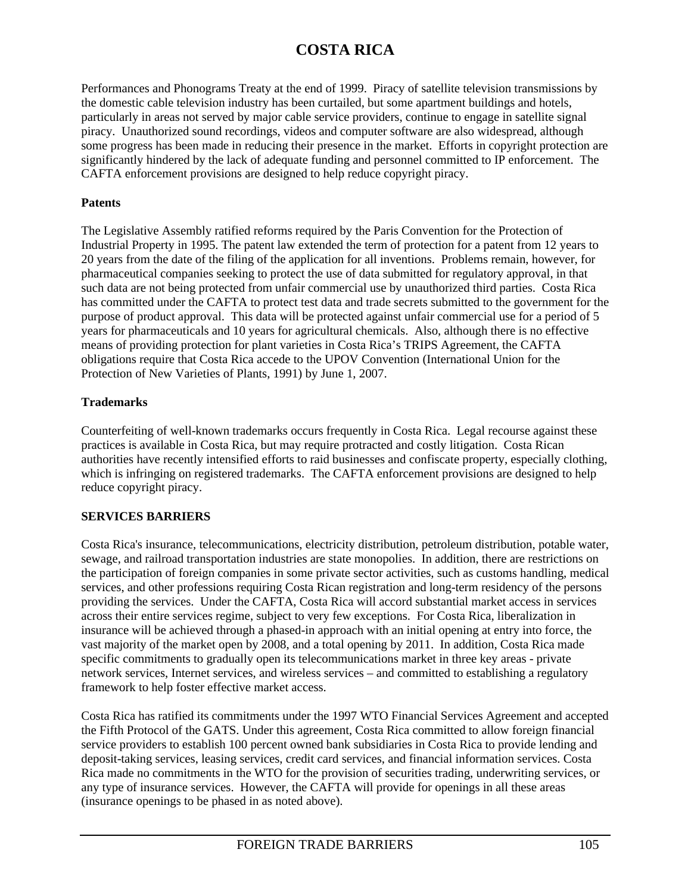Performances and Phonograms Treaty at the end of 1999. Piracy of satellite television transmissions by the domestic cable television industry has been curtailed, but some apartment buildings and hotels, particularly in areas not served by major cable service providers, continue to engage in satellite signal piracy. Unauthorized sound recordings, videos and computer software are also widespread, although some progress has been made in reducing their presence in the market. Efforts in copyright protection are significantly hindered by the lack of adequate funding and personnel committed to IP enforcement. The CAFTA enforcement provisions are designed to help reduce copyright piracy.

**Patents**

The Legislative Assembly ratified reforms required by the Paris Convention for the Protection of Industrial Property in 1995. The patent law extended the term of protection for a patent from 12 years to 20 years from the date of the filing of the application for all inventions. Problems remain, however, for pharmaceutical companies seeking to protect the use of data submitted for regulatory approval, in that such data are not being protected from unfair commercial use by unauthorized third parties. Costa Rica has committed under the CAFTA to protect test data and trade secrets submitted to the government for the purpose of product approval. This data will be protected against unfair commercial use for a period of 5 years for pharmaceuticals and 10 years for agricultural chemicals. Also, although there is no effective means of providing protection for plant varieties in Costa Rica's TRIPS Agreement, the CAFTA obligations require that Costa Rica accede to the UPOV Convention (International Union for the Protection of New Varieties of Plants, 1991) by June 1, 2007.

**Trademarks**

Counterfeiting of well-known trademarks occurs frequently in Costa Rica. Legal recourse against these practices is available in Costa Rica, but may require protracted and costly litigation. Costa Rican authorities have recently intensified efforts to raid businesses and confiscate property, especially clothing, which is infringing on registered trademarks. The CAFTA enforcement provisions are designed to help reduce copyright piracy.

**SERVICES BARRIERS**

Costa Rica's insurance, telecommunications, electricity distribution, petroleum distribution, potable water, sewage, and railroad transportation industries are state monopolies. In addition, there are restrictions on the participation of foreign companies in some private sector activities, such as customs handling, medical services, and other professions requiring Costa Rican registration and long-term residency of the persons providing the services. Under the CAFTA, Costa Rica will accord substantial market access in services across their entire services regime, subject to very few exceptions. For Costa Rica, liberalization in insurance will be achieved through a phased-in approach with an initial opening at entry into force, the vast majority of the market open by 2008, and a total opening by 2011. In addition, Costa Rica made specific commitments to gradually open its telecommunications market in three key areas - private network services, Internet services, and wireless services – and committed to establishing a regulatory framework to help foster effective market access.

Costa Rica has ratified its commitments under the 1997 WTO Financial Services Agreement and accepted the Fifth Protocol of the GATS. Under this agreement, Costa Rica committed to allow foreign financial service providers to establish 100 percent owned bank subsidiaries in Costa Rica to provide lending and deposit-taking services, leasing services, credit card services, and financial information services. Costa Rica made no commitments in the WTO for the provision of securities trading, underwriting services, or any type of insurance services. However, the CAFTA will provide for openings in all these areas (insurance openings to be phased in as noted above).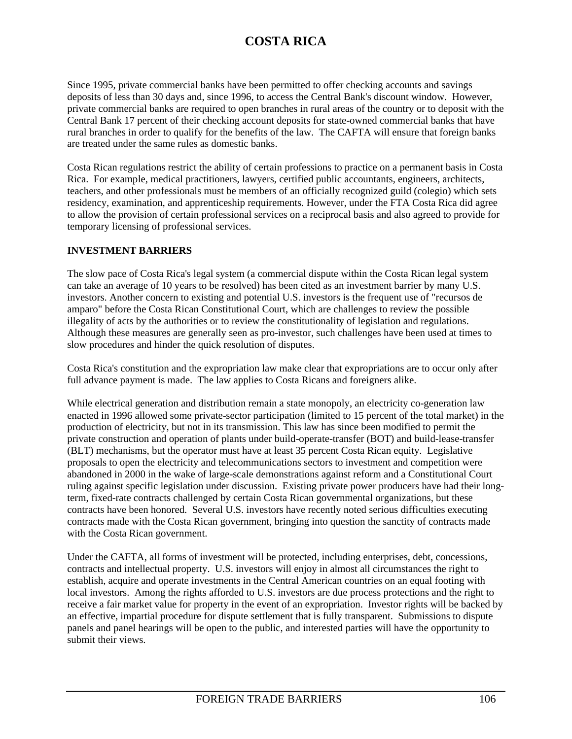Since 1995, private commercial banks have been permitted to offer checking accounts and savings deposits of less than 30 days and, since 1996, to access the Central Bank's discount window. However, private commercial banks are required to open branches in rural areas of the country or to deposit with the Central Bank 17 percent of their checking account deposits for state-owned commercial banks that have rural branches in order to qualify for the benefits of the law. The CAFTA will ensure that foreign banks are treated under the same rules as domestic banks.

Costa Rican regulations restrict the ability of certain professions to practice on a permanent basis in Costa Rica. For example, medical practitioners, lawyers, certified public accountants, engineers, architects, teachers, and other professionals must be members of an officially recognized guild (colegio) which sets residency, examination, and apprenticeship requirements. However, under the FTA Costa Rica did agree to allow the provision of certain professional services on a reciprocal basis and also agreed to provide for temporary licensing of professional services.

**INVESTMENT BARRIERS**

The slow pace of Costa Rica's legal system (a commercial dispute within the Costa Rican legal system can take an average of 10 years to be resolved) has been cited as an investment barrier by many U.S. investors. Another concern to existing and potential U.S. investors is the frequent use of "recursos de amparo" before the Costa Rican Constitutional Court, which are challenges to review the possible illegality of acts by the authorities or to review the constitutionality of legislation and regulations. Although these measures are generally seen as pro-investor, such challenges have been used at times to slow procedures and hinder the quick resolution of disputes.

Costa Rica's constitution and the expropriation law make clear that expropriations are to occur only after full advance payment is made. The law applies to Costa Ricans and foreigners alike.

While electrical generation and distribution remain a state monopoly, an electricity co-generation law enacted in 1996 allowed some private-sector participation (limited to 15 percent of the total market) in the production of electricity, but not in its transmission. This law has since been modified to permit the private construction and operation of plants under build-operate-transfer (BOT) and build-lease-transfer (BLT) mechanisms, but the operator must have at least 35 percent Costa Rican equity. Legislative proposals to open the electricity and telecommunications sectors to investment and competition were abandoned in 2000 in the wake of large-scale demonstrations against reform and a Constitutional Court ruling against specific legislation under discussion. Existing private power producers have had their long-term, fixed-rate contracts challenged by certain Costa Rican governmental organizations, but these contracts have been honored. Several U.S. investors have recently noted serious difficulties executing contracts made with the Costa Rican government, bringing into question the sanctity of contracts made with the Costa Rican government.

Under the CAFTA, all forms of investment will be protected, including enterprises, debt, concessions, contracts and intellectual property. U.S. investors will enjoy in almost all circumstances the right to establish, acquire and operate investments in the Central American countries on an equal footing with local investors. Among the rights afforded to U.S. investors are due process protections and the right to receive a fair market value for property in the event of an expropriation. Investor rights will be backed by an effective, impartial procedure for dispute settlement that is fully transparent. Submissions to dispute panels and panel hearings will be open to the public, and interested parties will have the opportunity to submit their views.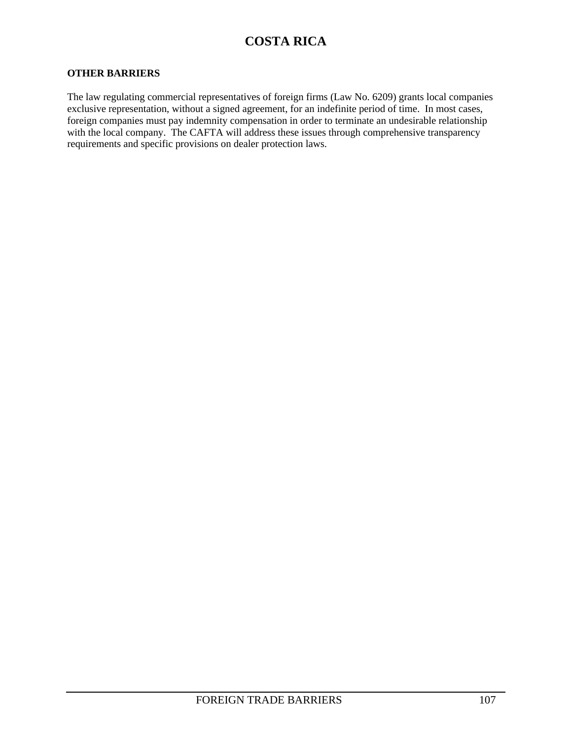# COSTA RICA

**OTHER BARRIERS**

The law regulating commercial representatives of foreign firms (Law No. 6209) grants local companies exclusive representation, without a signed agreement, for an indefinite period of time. In most cases, foreign companies must pay indemnity compensation in order to terminate an undesirable relationship with the local company. The CAFTA will address these issues through comprehensive transparency requirements and specific provisions on dealer protection laws.